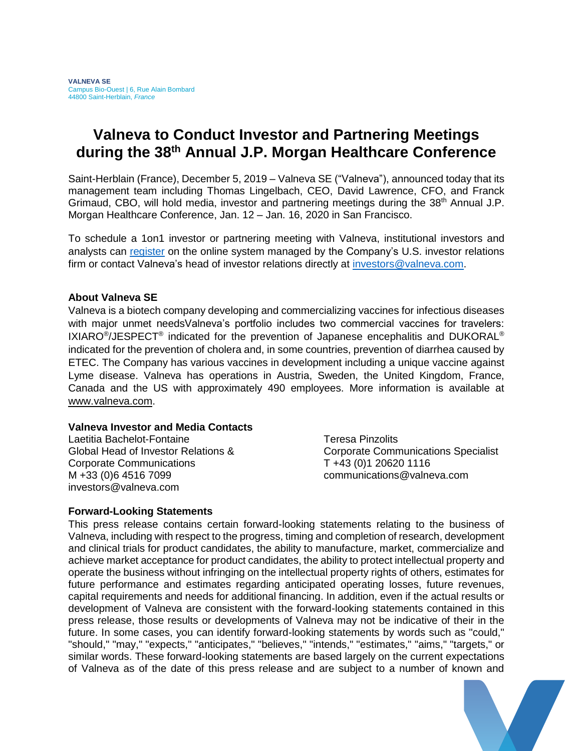**VALNEVA SE**
Campus Bio-Ouest | 6, Rue Alain Bombard
44800 Saint-Herblain, *France*

# Valneva to Conduct Investor and Partnering Meetings during the 38th Annual J.P. Morgan Healthcare Conference

Saint-Herblain (France), December 5, 2019 – Valneva SE ("Valneva"), announced today that its management team including Thomas Lingelbach, CEO, David Lawrence, CFO, and Franck Grimaud, CBO, will hold media, investor and partnering meetings during the 38th Annual J.P. Morgan Healthcare Conference, Jan. 12 – Jan. 16, 2020 in San Francisco.

To schedule a 1on1 investor or partnering meeting with Valneva, institutional investors and analysts can register on the online system managed by the Company's U.S. investor relations firm or contact Valneva's head of investor relations directly at investors@valneva.com.

### About Valneva SE

Valneva is a biotech company developing and commercializing vaccines for infectious diseases with major unmet needsValneva's portfolio includes two commercial vaccines for travelers: IXIARO®/JESPECT® indicated for the prevention of Japanese encephalitis and DUKORAL® indicated for the prevention of cholera and, in some countries, prevention of diarrhea caused by ETEC. The Company has various vaccines in development including a unique vaccine against Lyme disease. Valneva has operations in Austria, Sweden, the United Kingdom, France, Canada and the US with approximately 490 employees. More information is available at www.valneva.com.

### Valneva Investor and Media Contacts

Laetitia Bachelot-Fontaine
Global Head of Investor Relations &
Corporate Communications
M +33 (0)6 4516 7099
investors@valneva.com

Teresa Pinzolits
Corporate Communications Specialist
T +43 (0)1 20620 1116
communications@valneva.com

### Forward-Looking Statements

This press release contains certain forward-looking statements relating to the business of Valneva, including with respect to the progress, timing and completion of research, development and clinical trials for product candidates, the ability to manufacture, market, commercialize and achieve market acceptance for product candidates, the ability to protect intellectual property and operate the business without infringing on the intellectual property rights of others, estimates for future performance and estimates regarding anticipated operating losses, future revenues, capital requirements and needs for additional financing. In addition, even if the actual results or development of Valneva are consistent with the forward-looking statements contained in this press release, those results or developments of Valneva may not be indicative of their in the future. In some cases, you can identify forward-looking statements by words such as "could," "should," "may," "expects," "anticipates," "believes," "intends," "estimates," "aims," "targets," or similar words. These forward-looking statements are based largely on the current expectations of Valneva as of the date of this press release and are subject to a number of known and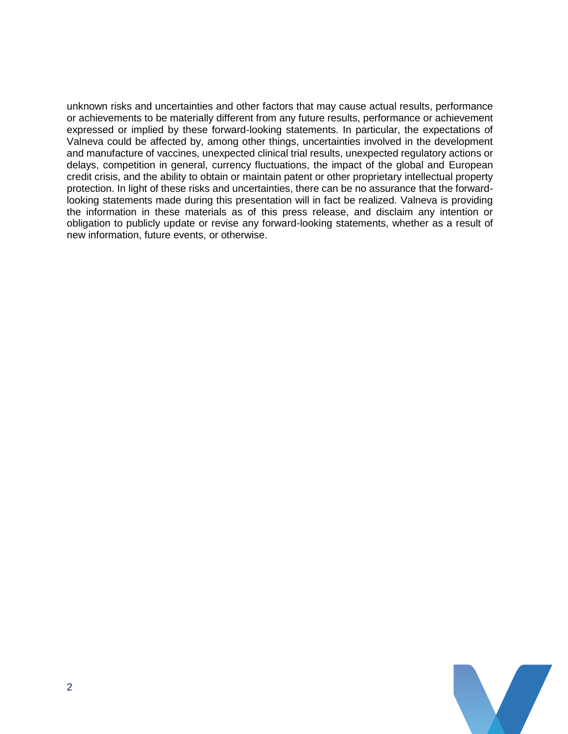unknown risks and uncertainties and other factors that may cause actual results, performance or achievements to be materially different from any future results, performance or achievement expressed or implied by these forward-looking statements. In particular, the expectations of Valneva could be affected by, among other things, uncertainties involved in the development and manufacture of vaccines, unexpected clinical trial results, unexpected regulatory actions or delays, competition in general, currency fluctuations, the impact of the global and European credit crisis, and the ability to obtain or maintain patent or other proprietary intellectual property protection. In light of these risks and uncertainties, there can be no assurance that the forward-looking statements made during this presentation will in fact be realized. Valneva is providing the information in these materials as of this press release, and disclaim any intention or obligation to publicly update or revise any forward-looking statements, whether as a result of new information, future events, or otherwise.